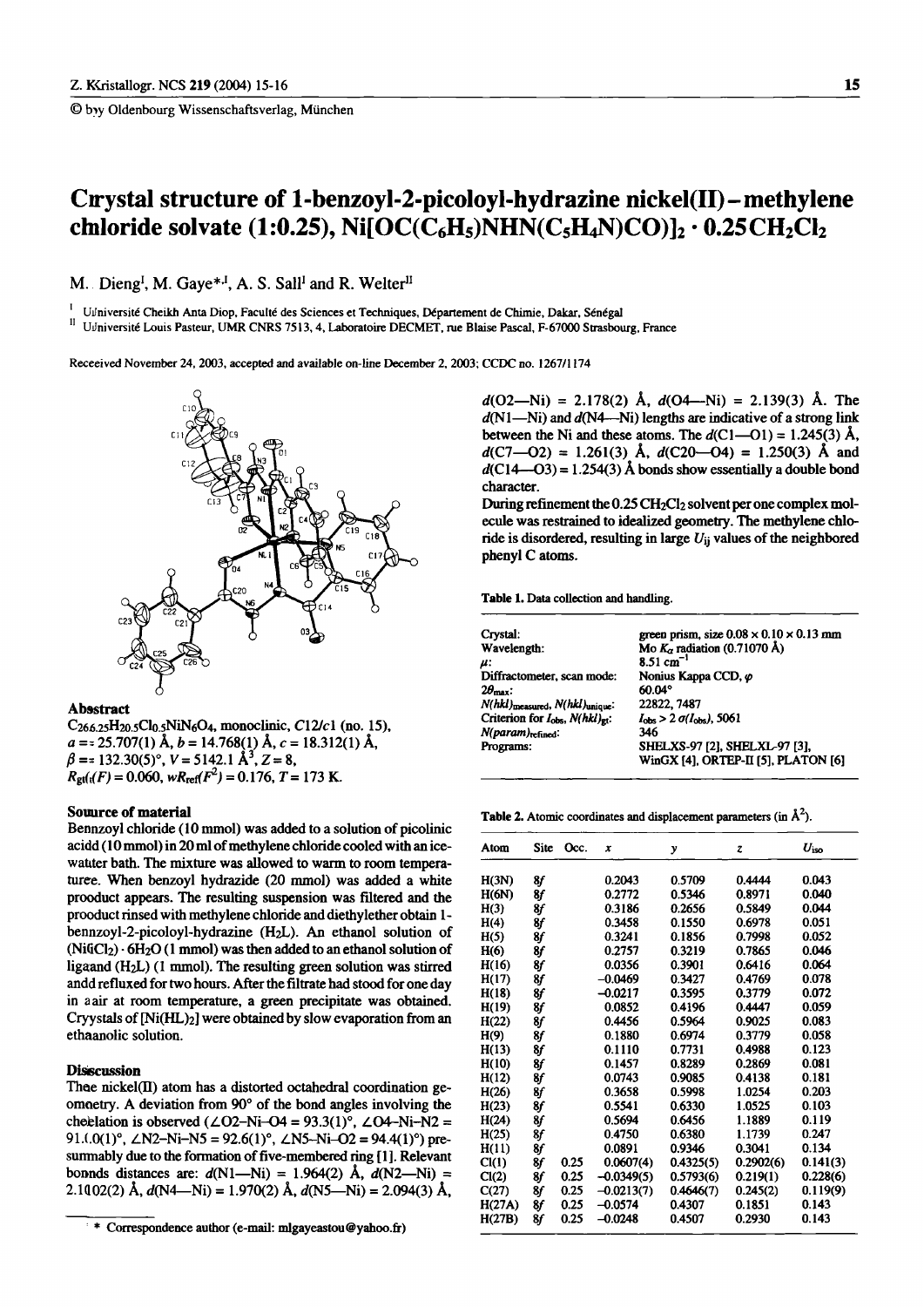© by Oldenbourg Wissenschaftsverlag, München

# Crystal structure of 1-benzoyl-2-picoloyl-hydrazine nickel(II) – methylene chloride solvate (1:0.25), $Ni[OC(C_6H_5)NHN(C_5H_4N)CO)]_2 \cdot 0.25CH_2Cl_2$

M. Dieng[I], M. Gaye*[,I], A. S. Sall[I] and R. Welter[II]

[I] Université Cheikh Anta Diop, Faculté des Sciences et Techniques, Département de Chimie, Dakar, Sénégal

[II] Université Louis Pasteur, UMR CNRS 7513, 4, Laboratoire DECMET, rue Blaise Pascal, F-67000 Strasbourg, France

Received November 24, 2003, accepted and available on-line December 2, 2003; CCDC no. 1267/1174

## Abstract

$C_{26.25}H_{20.5}Cl_{0.5}NiN_6O_4$, monoclinic, $C12/c1$ (no. 15), $a = 25.707(1)$ Å, $b = 14.768(1)$ Å, $c = 18.312(1)$ Å, $\beta = 132.30(5)°$, $V = 5142.1$ Å$^3$, $Z = 8$, $R_{gt}(F) = 0.060$, $wR_{ref}(F^2) = 0.176$, $T = 173$ K.

## Source of material

Benzoyl chloride (10 mmol) was added to a solution of picolinic acid (10 mmol) in 20 ml of methylene chloride cooled with an ice-water bath. The mixture was allowed to warm to room temperature. When benzoyl hydrazide (20 mmol) was added a white product appears. The resulting suspension was filtered and the product rinsed with methylene chloride and diethylether obtain 1-benzoyl-2-picoloyl-hydrazine ($H_2L$). An ethanol solution of $(NiCl_2) \cdot 6H_2O$ (1 mmol) was then added to an ethanol solution of ligand ($H_2L$) (1 mmol). The resulting green solution was stirred and refluxed for two hours. After the filtrate had stood for one day in air at room temperature, a green precipitate was obtained. Crystals of $[Ni(HL)_2]$ were obtained by slow evaporation from an ethanolic solution.

## Discussion

The nickel(II) atom has a distorted octahedral coordination geometry. A deviation from 90° of the bond angles involving the chelation is observed (∠O2–Ni–O4 = 93.3(1)°, ∠O4–Ni–N2 = 91.0(1)°, ∠N2–Ni–N5 = 92.6(1)°, ∠N5–Ni–O2 = 94.4(1)°) presumably due to the formation of five-membered ring [1]. Relevant bonds distances are: $d$(N1—Ni) = 1.964(2) Å, $d$(N2—Ni) = 2.102(2) Å, $d$(N4—Ni) = 1.970(2) Å, $d$(N5—Ni) = 2.094(3) Å, $d$(O2—Ni) = 2.178(2) Å, $d$(O4—Ni) = 2.139(3) Å. The $d$(N1—Ni) and $d$(N4—Ni) lengths are indicative of a strong link between the Ni and these atoms. The $d$(C1—O1) = 1.245(3) Å, $d$(C7—O2) = 1.261(3) Å, $d$(C20—O4) = 1.250(3) Å and $d$(C14—O3) = 1.254(3) Å bonds show essentially a double bond character.

During refinement the 0.25 $CH_2Cl_2$ solvent per one complex molecule was restrained to idealized geometry. The methylene chloride is disordered, resulting in large $U_{ij}$ values of the neighbored phenyl C atoms.

Table 1. Data collection and handling.

| | |
|---|---|
| Crystal: | green prism, size 0.08 × 0.10 × 0.13 mm |
| Wavelength: | Mo $K_\alpha$ radiation (0.71070 Å) |
| $\mu$: | 8.51 cm$^{-1}$ |
| Diffractometer, scan mode: | Nonius Kappa CCD, $\varphi$ |
| $2\theta_{max}$: | 60.04° |
| $N(hkl)_{measured}$, $N(hkl)_{unique}$: | 22822, 7487 |
| Criterion for $I_{obs}$, $N(hkl)_{gt}$: | $I_{obs} > 2\,\sigma(I_{obs})$, 5061 |
| $N(param)_{refined}$: | 346 |
| Programs: | SHELXS-97 [2], SHELXL-97 [3], WinGX [4], ORTEP-II [5], PLATON [6] |

Table 2. Atomic coordinates and displacement parameters (in Å$^2$).

| Atom | Site | Occ. | $x$ | $y$ | $z$ | $U_{iso}$ |
|---|---|---|---|---|---|---|
| H(3N) | 8f | | 0.2043 | 0.5709 | 0.4444 | 0.043 |
| H(6N) | 8f | | 0.2772 | 0.5346 | 0.8971 | 0.040 |
| H(3) | 8f | | 0.3186 | 0.2656 | 0.5849 | 0.044 |
| H(4) | 8f | | 0.3458 | 0.1550 | 0.6978 | 0.051 |
| H(5) | 8f | | 0.3241 | 0.1856 | 0.7998 | 0.052 |
| H(6) | 8f | | 0.2757 | 0.3219 | 0.7865 | 0.046 |
| H(16) | 8f | | 0.0356 | 0.3901 | 0.6416 | 0.064 |
| H(17) | 8f | | −0.0469 | 0.3427 | 0.4769 | 0.078 |
| H(18) | 8f | | −0.0217 | 0.3595 | 0.3779 | 0.072 |
| H(19) | 8f | | 0.0852 | 0.4196 | 0.4447 | 0.059 |
| H(22) | 8f | | 0.4456 | 0.5964 | 0.9025 | 0.083 |
| H(9) | 8f | | 0.1880 | 0.6974 | 0.3779 | 0.058 |
| H(13) | 8f | | 0.1110 | 0.7731 | 0.4988 | 0.123 |
| H(10) | 8f | | 0.1457 | 0.8289 | 0.2869 | 0.081 |
| H(12) | 8f | | 0.0743 | 0.9085 | 0.4138 | 0.181 |
| H(26) | 8f | | 0.3658 | 0.5998 | 1.0254 | 0.203 |
| H(23) | 8f | | 0.5541 | 0.6330 | 1.0525 | 0.103 |
| H(24) | 8f | | 0.5694 | 0.6456 | 1.1889 | 0.119 |
| H(25) | 8f | | 0.4750 | 0.6380 | 1.1739 | 0.247 |
| H(11) | 8f | | 0.0891 | 0.9346 | 0.3041 | 0.134 |
| Cl(1) | 8f | 0.25 | 0.0607(4) | 0.4325(5) | 0.2902(6) | 0.141(3) |
| Cl(2) | 8f | 0.25 | −0.0349(5) | 0.5793(6) | 0.219(1) | 0.228(6) |
| C(27) | 8f | 0.25 | −0.0213(7) | 0.4646(7) | 0.245(2) | 0.119(9) |
| H(27A) | 8f | 0.25 | −0.0574 | 0.4307 | 0.1851 | 0.143 |
| H(27B) | 8f | 0.25 | −0.0248 | 0.4507 | 0.2930 | 0.143 |

\* Correspondence author (e-mail: mlgayeastou@yahoo.fr)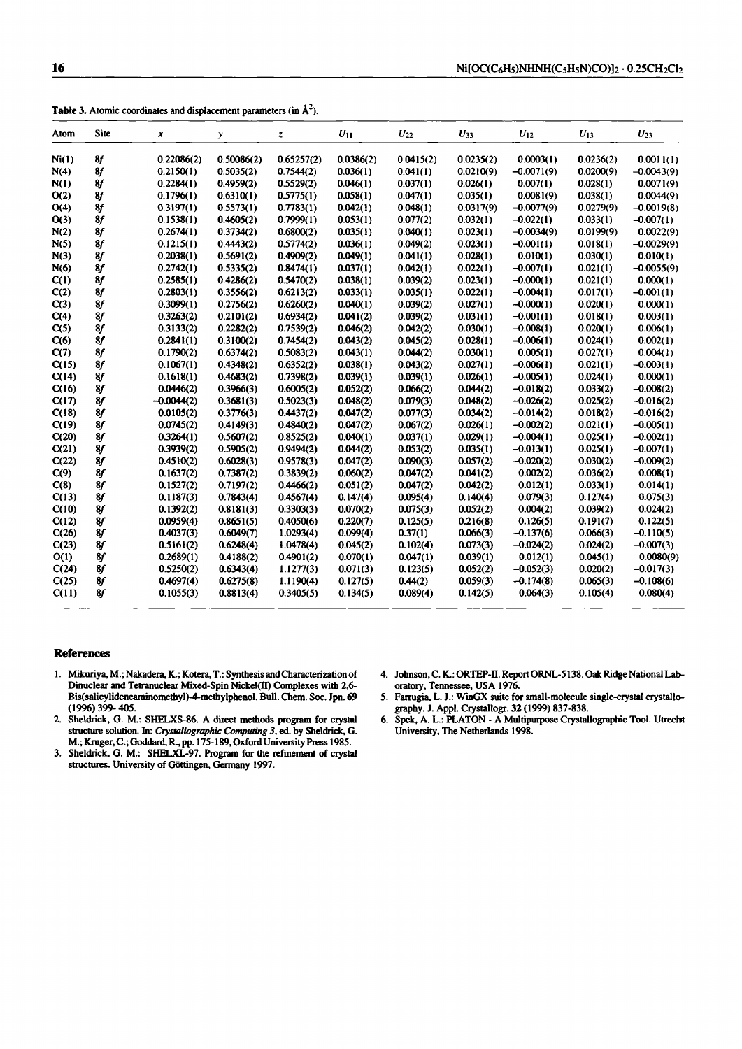**Table 3.** Atomic coordinates and displacement parameters (in Å$^2$).

| Atom | Site | $x$ | $y$ | $z$ | $U_{11}$ | $U_{22}$ | $U_{33}$ | $U_{12}$ | $U_{13}$ | $U_{23}$ |
|---|---|---|---|---|---|---|---|---|---|---|
| Ni(1) | 8$f$ | 0.22086(2) | 0.50086(2) | 0.65257(2) | 0.0386(2) | 0.0415(2) | 0.0235(2) | 0.0003(1) | 0.0236(2) | 0.0011(1) |
| N(4) | 8$f$ | 0.2150(1) | 0.5035(2) | 0.7544(2) | 0.036(1) | 0.041(1) | 0.0210(9) | −0.0071(9) | 0.0200(9) | −0.0043(9) |
| N(1) | 8$f$ | 0.2284(1) | 0.4959(2) | 0.5529(2) | 0.046(1) | 0.037(1) | 0.026(1) | 0.007(1) | 0.028(1) | 0.0071(9) |
| O(2) | 8$f$ | 0.1796(1) | 0.6310(1) | 0.5775(1) | 0.058(1) | 0.047(1) | 0.035(1) | 0.0081(9) | 0.038(1) | 0.0044(9) |
| O(4) | 8$f$ | 0.3197(1) | 0.5573(1) | 0.7783(1) | 0.042(1) | 0.048(1) | 0.0317(9) | −0.0077(9) | 0.0279(9) | −0.0019(8) |
| O(3) | 8$f$ | 0.1538(1) | 0.4605(2) | 0.7999(1) | 0.053(1) | 0.077(2) | 0.032(1) | −0.022(1) | 0.033(1) | −0.007(1) |
| N(2) | 8$f$ | 0.2674(1) | 0.3734(2) | 0.6800(2) | 0.035(1) | 0.040(1) | 0.023(1) | −0.0034(9) | 0.0199(9) | 0.0022(9) |
| N(5) | 8$f$ | 0.1215(1) | 0.4443(2) | 0.5774(2) | 0.036(1) | 0.049(2) | 0.023(1) | −0.001(1) | 0.018(1) | −0.0029(9) |
| N(3) | 8$f$ | 0.2038(1) | 0.5691(2) | 0.4909(2) | 0.049(1) | 0.041(1) | 0.028(1) | 0.010(1) | 0.030(1) | 0.010(1) |
| N(6) | 8$f$ | 0.2742(1) | 0.5335(2) | 0.8474(1) | 0.037(1) | 0.042(1) | 0.022(1) | −0.007(1) | 0.021(1) | −0.0055(9) |
| C(1) | 8$f$ | 0.2585(1) | 0.4286(2) | 0.5470(2) | 0.038(1) | 0.039(2) | 0.023(1) | −0.000(1) | 0.021(1) | 0.000(1) |
| C(2) | 8$f$ | 0.2803(1) | 0.3556(2) | 0.6213(2) | 0.033(1) | 0.035(1) | 0.022(1) | −0.004(1) | 0.017(1) | −0.001(1) |
| C(3) | 8$f$ | 0.3099(1) | 0.2756(2) | 0.6260(2) | 0.040(1) | 0.039(2) | 0.027(1) | −0.000(1) | 0.020(1) | 0.000(1) |
| C(4) | 8$f$ | 0.3263(2) | 0.2101(2) | 0.6934(2) | 0.041(2) | 0.039(2) | 0.031(1) | −0.001(1) | 0.018(1) | 0.003(1) |
| C(5) | 8$f$ | 0.3133(2) | 0.2282(2) | 0.7539(2) | 0.046(2) | 0.042(2) | 0.030(1) | −0.008(1) | 0.020(1) | 0.006(1) |
| C(6) | 8$f$ | 0.2841(1) | 0.3100(2) | 0.7454(2) | 0.043(2) | 0.045(2) | 0.028(1) | −0.006(1) | 0.024(1) | 0.002(1) |
| C(7) | 8$f$ | 0.1790(2) | 0.6374(2) | 0.5083(2) | 0.043(1) | 0.044(2) | 0.030(1) | 0.005(1) | 0.027(1) | 0.004(1) |
| C(15) | 8$f$ | 0.1067(1) | 0.4348(2) | 0.6352(2) | 0.038(1) | 0.043(2) | 0.027(1) | −0.006(1) | 0.021(1) | −0.003(1) |
| C(14) | 8$f$ | 0.1618(1) | 0.4683(2) | 0.7398(2) | 0.039(1) | 0.039(1) | 0.026(1) | −0.005(1) | 0.024(1) | 0.000(1) |
| C(16) | 8$f$ | 0.0446(2) | 0.3966(3) | 0.6005(2) | 0.052(2) | 0.066(2) | 0.044(2) | −0.018(2) | 0.033(2) | −0.008(2) |
| C(17) | 8$f$ | −0.0044(2) | 0.3681(3) | 0.5023(3) | 0.048(2) | 0.079(3) | 0.048(2) | −0.026(2) | 0.025(2) | −0.016(2) |
| C(18) | 8$f$ | 0.0105(2) | 0.3776(3) | 0.4437(2) | 0.047(2) | 0.077(3) | 0.034(2) | −0.014(2) | 0.018(2) | −0.016(2) |
| C(19) | 8$f$ | 0.0745(2) | 0.4149(3) | 0.4840(2) | 0.047(2) | 0.067(2) | 0.026(1) | −0.002(2) | 0.021(1) | −0.005(1) |
| C(20) | 8$f$ | 0.3264(1) | 0.5607(2) | 0.8525(2) | 0.040(1) | 0.037(1) | 0.029(1) | −0.004(1) | 0.025(1) | −0.002(1) |
| C(21) | 8$f$ | 0.3939(2) | 0.5905(2) | 0.9494(2) | 0.044(2) | 0.053(2) | 0.035(1) | −0.013(1) | 0.025(1) | −0.007(1) |
| C(22) | 8$f$ | 0.4510(2) | 0.6028(3) | 0.9578(3) | 0.047(2) | 0.090(3) | 0.057(2) | −0.020(2) | 0.030(2) | −0.009(2) |
| C(9) | 8$f$ | 0.1637(2) | 0.7387(2) | 0.3839(2) | 0.060(2) | 0.047(2) | 0.041(2) | 0.002(2) | 0.036(2) | 0.008(1) |
| C(8) | 8$f$ | 0.1527(2) | 0.7197(2) | 0.4466(2) | 0.051(2) | 0.047(2) | 0.042(2) | 0.012(1) | 0.033(1) | 0.014(1) |
| C(13) | 8$f$ | 0.1187(3) | 0.7843(4) | 0.4567(4) | 0.147(4) | 0.095(4) | 0.140(4) | 0.079(3) | 0.127(4) | 0.075(3) |
| C(10) | 8$f$ | 0.1392(2) | 0.8181(3) | 0.3303(3) | 0.070(2) | 0.075(3) | 0.052(2) | 0.004(2) | 0.039(2) | 0.024(2) |
| C(12) | 8$f$ | 0.0959(4) | 0.8651(5) | 0.4050(6) | 0.220(7) | 0.125(5) | 0.216(8) | 0.126(5) | 0.191(7) | 0.122(5) |
| C(26) | 8$f$ | 0.4037(3) | 0.6049(7) | 1.0293(4) | 0.099(4) | 0.37(1) | 0.066(3) | −0.137(6) | 0.066(3) | −0.110(5) |
| C(23) | 8$f$ | 0.5161(2) | 0.6248(4) | 1.0478(4) | 0.045(2) | 0.102(4) | 0.073(3) | −0.024(2) | 0.024(2) | −0.007(3) |
| O(1) | 8$f$ | 0.2689(1) | 0.4188(2) | 0.4901(2) | 0.070(1) | 0.047(1) | 0.039(1) | 0.012(1) | 0.045(1) | 0.0080(9) |
| C(24) | 8$f$ | 0.5250(2) | 0.6343(4) | 1.1277(3) | 0.071(3) | 0.123(5) | 0.052(2) | −0.052(3) | 0.020(2) | −0.017(3) |
| C(25) | 8$f$ | 0.4697(4) | 0.6275(8) | 1.1190(4) | 0.127(5) | 0.44(2) | 0.059(3) | −0.174(8) | 0.065(3) | −0.108(6) |
| C(11) | 8$f$ | 0.1055(3) | 0.8813(4) | 0.3405(5) | 0.134(5) | 0.089(4) | 0.142(5) | 0.064(3) | 0.105(4) | 0.080(4) |

## References

1. Mikuriya, M.; Nakadera, K.; Kotera, T.: Synthesis and Characterization of Dinuclear and Tetranuclear Mixed-Spin Nickel(II) Complexes with 2,6-Bis(salicylideneaminomethyl)-4-methylphenol. Bull. Chem. Soc. Jpn. **69** (1996) 399-405.
2. Sheldrick, G. M.: SHELXS-86. A direct methods program for crystal structure solution. In: *Crystallographic Computing 3*, ed. by Sheldrick, G. M.; Kruger, C.; Goddard, R., pp. 175-189, Oxford University Press 1985.
3. Sheldrick, G. M.: SHELXL-97. Program for the refinement of crystal structures. University of Göttingen, Germany 1997.
4. Johnson, C. K.: ORTEP-II. Report ORNL-5138. Oak Ridge National Laboratory, Tennessee, USA 1976.
5. Farrugia, L. J.: WinGX suite for small-molecule single-crystal crystallography. J. Appl. Crystallogr. **32** (1999) 837-838.
6. Spek, A. L.: PLATON - A Multipurpose Crystallographic Tool. Utrecht University, The Netherlands 1998.